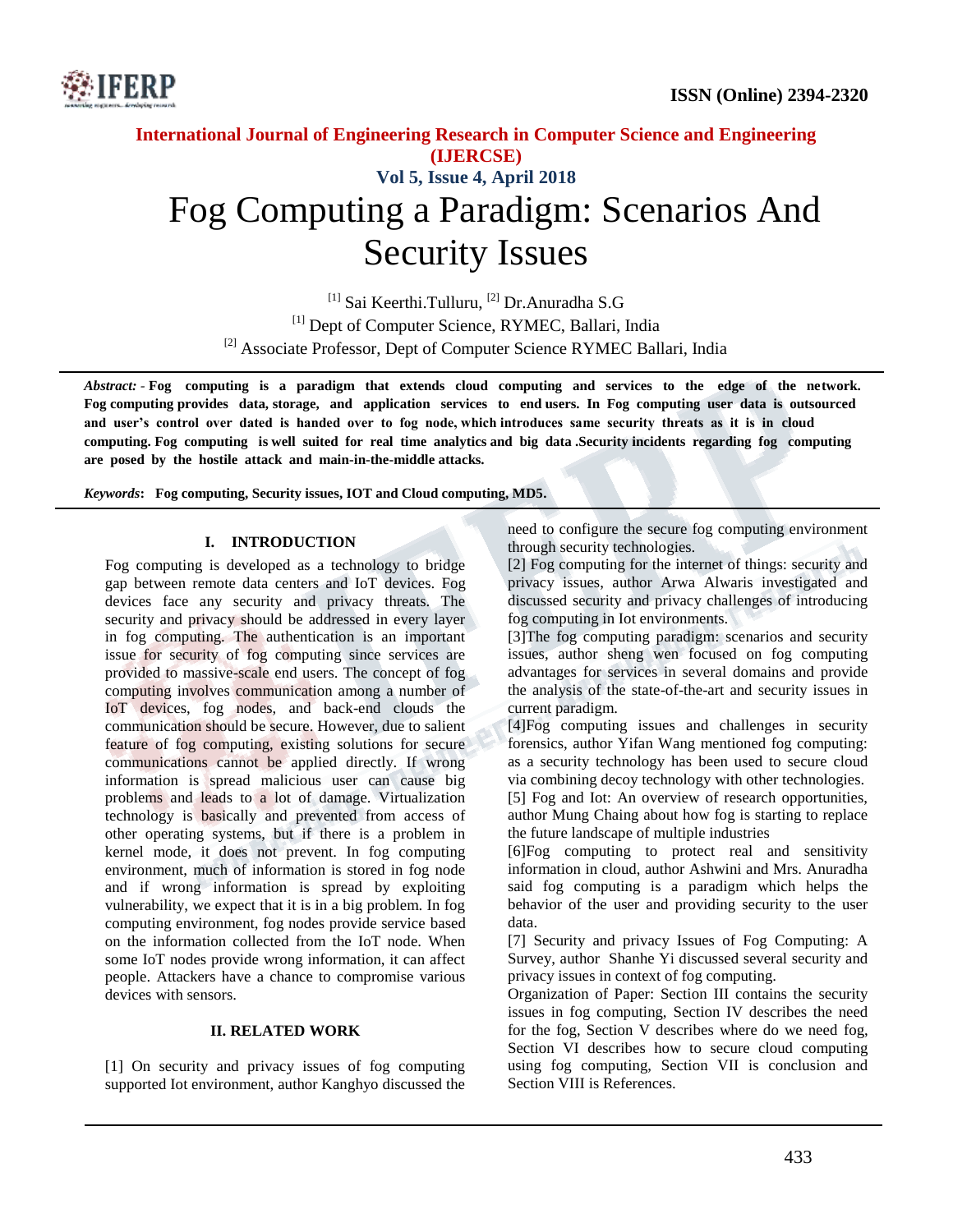# Fog Computing a Paradigm: Scenarios And Security Issues

[1] Sai Keerthi.Tulluru, [2] Dr.Anuradha S.G

[1] Dept of Computer Science, RYMEC, Ballari, India

[2] Associate Professor, Dept of Computer Science RYMEC Ballari, India

*Abstract:* - **Fog computing is a paradigm that extends cloud computing and services to the edge of the network. Fog computing provides data, storage, and application services to end users. In Fog computing user data is outsourced and user's control over dated is handed over to fog node, which introduces same security threats as it is in cloud computing. Fog computing is well suited for real time analytics and big data .Security incidents regarding fog computing are posed by the hostile attack and main-in-the-middle attacks.**

***Keywords*: Fog computing, Security issues, IOT and Cloud computing, MD5.**

## I. INTRODUCTION

Fog computing is developed as a technology to bridge gap between remote data centers and IoT devices. Fog devices face any security and privacy threats. The security and privacy should be addressed in every layer in fog computing. The authentication is an important issue for security of fog computing since services are provided to massive-scale end users. The concept of fog computing involves communication among a number of IoT devices, fog nodes, and back-end clouds the communication should be secure. However, due to salient feature of fog computing, existing solutions for secure communications cannot be applied directly. If wrong information is spread malicious user can cause big problems and leads to a lot of damage. Virtualization technology is basically and prevented from access of other operating systems, but if there is a problem in kernel mode, it does not prevent. In fog computing environment, much of information is stored in fog node and if wrong information is spread by exploiting vulnerability, we expect that it is in a big problem. In fog computing environment, fog nodes provide service based on the information collected from the IoT node. When some IoT nodes provide wrong information, it can affect people. Attackers have a chance to compromise various devices with sensors.

## II. RELATED WORK

[1] On security and privacy issues of fog computing supported Iot environment, author Kanghyo discussed the need to configure the secure fog computing environment through security technologies.

[2] Fog computing for the internet of things: security and privacy issues, author Arwa Alwaris investigated and discussed security and privacy challenges of introducing fog computing in Iot environments.

[3]The fog computing paradigm: scenarios and security issues, author sheng wen focused on fog computing advantages for services in several domains and provide the analysis of the state-of-the-art and security issues in current paradigm.

[4]Fog computing issues and challenges in security forensics, author Yifan Wang mentioned fog computing: as a security technology has been used to secure cloud via combining decoy technology with other technologies.

[5] Fog and Iot: An overview of research opportunities, author Mung Chaing about how fog is starting to replace the future landscape of multiple industries

[6]Fog computing to protect real and sensitivity information in cloud, author Ashwini and Mrs. Anuradha said fog computing is a paradigm which helps the behavior of the user and providing security to the user data.

[7] Security and privacy Issues of Fog Computing: A Survey, author Shanhe Yi discussed several security and privacy issues in context of fog computing.

Organization of Paper: Section III contains the security issues in fog computing, Section IV describes the need for the fog, Section V describes where do we need fog, Section VI describes how to secure cloud computing using fog computing, Section VII is conclusion and Section VIII is References.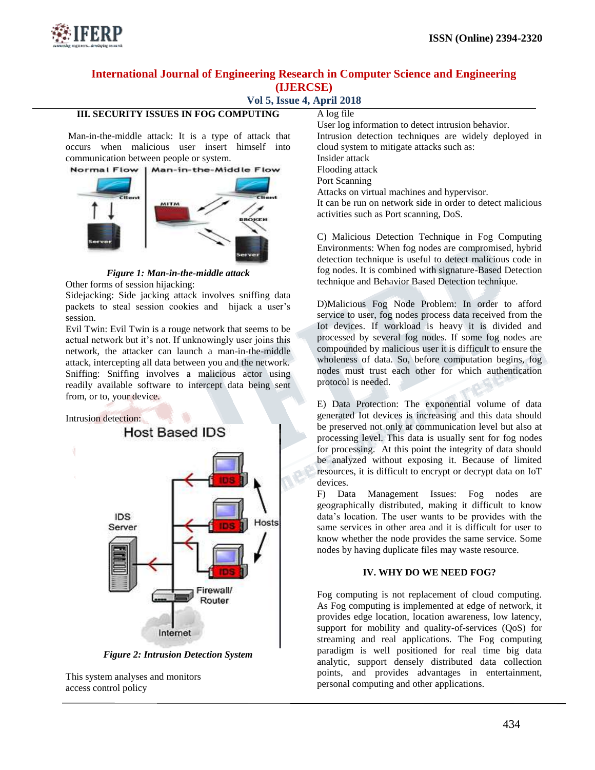### III. SECURITY ISSUES IN FOG COMPUTING

Man-in-the-middle attack: It is a type of attack that occurs when malicious user insert himself into communication between people or system.

*Figure 1: Man-in-the-middle attack*

Other forms of session hijacking:

Sidejacking: Side jacking attack involves sniffing data packets to steal session cookies and hijack a user's session.

Evil Twin: Evil Twin is a rouge network that seems to be actual network but it's not. If unknowingly user joins this network, the attacker can launch a man-in-the-middle attack, intercepting all data between you and the network.

Sniffing: Sniffing involves a malicious actor using readily available software to intercept data being sent from, or to, your device.

Intrusion detection:

*Figure 2: Intrusion Detection System*

This system analyses and monitors access control policy

A log file

User log information to detect intrusion behavior.

Intrusion detection techniques are widely deployed in cloud system to mitigate attacks such as:

Insider attack

Flooding attack

Port Scanning

Attacks on virtual machines and hypervisor.

It can be run on network side in order to detect malicious activities such as Port scanning, DoS.

C) Malicious Detection Technique in Fog Computing Environments: When fog nodes are compromised, hybrid detection technique is useful to detect malicious code in fog nodes. It is combined with signature-Based Detection technique and Behavior Based Detection technique.

D)Malicious Fog Node Problem: In order to afford service to user, fog nodes process data received from the Iot devices. If workload is heavy it is divided and processed by several fog nodes. If some fog nodes are compounded by malicious user it is difficult to ensure the wholeness of data. So, before computation begins, fog nodes must trust each other for which authentication protocol is needed.

E) Data Protection: The exponential volume of data generated Iot devices is increasing and this data should be preserved not only at communication level but also at processing level. This data is usually sent for fog nodes for processing. At this point the integrity of data should be analyzed without exposing it. Because of limited resources, it is difficult to encrypt or decrypt data on IoT devices.

F) Data Management Issues: Fog nodes are geographically distributed, making it difficult to know data's location. The user wants to be provides with the same services in other area and it is difficult for user to know whether the node provides the same service. Some nodes by having duplicate files may waste resource.

### IV. WHY DO WE NEED FOG?

Fog computing is not replacement of cloud computing. As Fog computing is implemented at edge of network, it provides edge location, location awareness, low latency, support for mobility and quality-of-services (QoS) for streaming and real applications. The Fog computing paradigm is well positioned for real time big data analytic, support densely distributed data collection points, and provides advantages in entertainment, personal computing and other applications.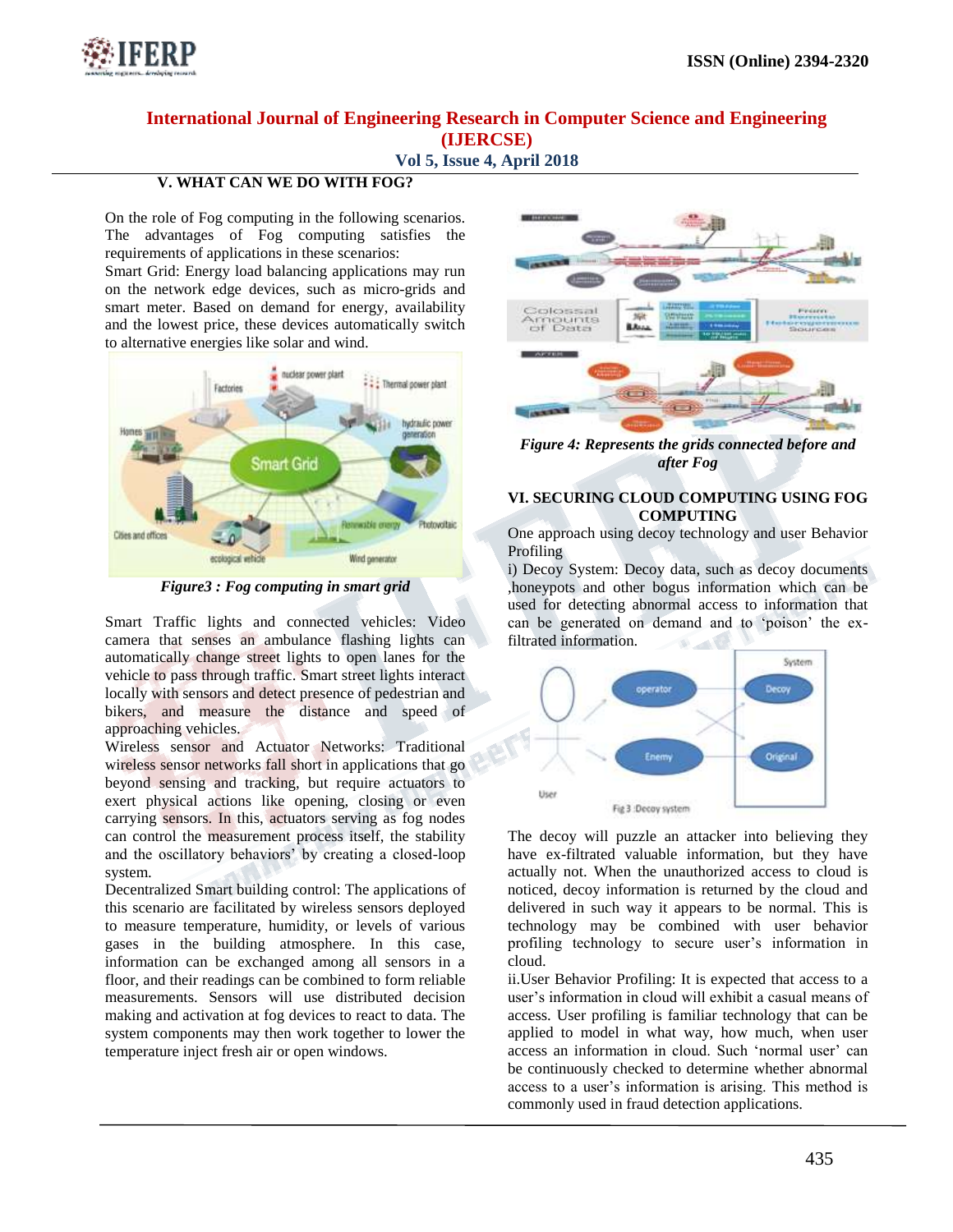## V. WHAT CAN WE DO WITH FOG?

On the role of Fog computing in the following scenarios. The advantages of Fog computing satisfies the requirements of applications in these scenarios:

Smart Grid: Energy load balancing applications may run on the network edge devices, such as micro-grids and smart meter. Based on demand for energy, availability and the lowest price, these devices automatically switch to alternative energies like solar and wind.

*Figure3 : Fog computing in smart grid*

Smart Traffic lights and connected vehicles: Video camera that senses an ambulance flashing lights can automatically change street lights to open lanes for the vehicle to pass through traffic. Smart street lights interact locally with sensors and detect presence of pedestrian and bikers, and measure the distance and speed of approaching vehicles.

Wireless sensor and Actuator Networks: Traditional wireless sensor networks fall short in applications that go beyond sensing and tracking, but require actuators to exert physical actions like opening, closing or even carrying sensors. In this, actuators serving as fog nodes can control the measurement process itself, the stability and the oscillatory behaviors' by creating a closed-loop system.

Decentralized Smart building control: The applications of this scenario are facilitated by wireless sensors deployed to measure temperature, humidity, or levels of various gases in the building atmosphere. In this case, information can be exchanged among all sensors in a floor, and their readings can be combined to form reliable measurements. Sensors will use distributed decision making and activation at fog devices to react to data. The system components may then work together to lower the temperature inject fresh air or open windows.

*Figure 4: Represents the grids connected before and after Fog*

## VI. SECURING CLOUD COMPUTING USING FOG COMPUTING

One approach using decoy technology and user Behavior Profiling

i) Decoy System: Decoy data, such as decoy documents ,honeypots and other bogus information which can be used for detecting abnormal access to information that can be generated on demand and to 'poison' the ex-filtrated information.

Fig 3 :Decoy system

The decoy will puzzle an attacker into believing they have ex-filtrated valuable information, but they have actually not. When the unauthorized access to cloud is noticed, decoy information is returned by the cloud and delivered in such way it appears to be normal. This is technology may be combined with user behavior profiling technology to secure user's information in cloud.

ii.User Behavior Profiling: It is expected that access to a user's information in cloud will exhibit a casual means of access. User profiling is familiar technology that can be applied to model in what way, how much, when user access an information in cloud. Such 'normal user' can be continuously checked to determine whether abnormal access to a user's information is arising. This method is commonly used in fraud detection applications.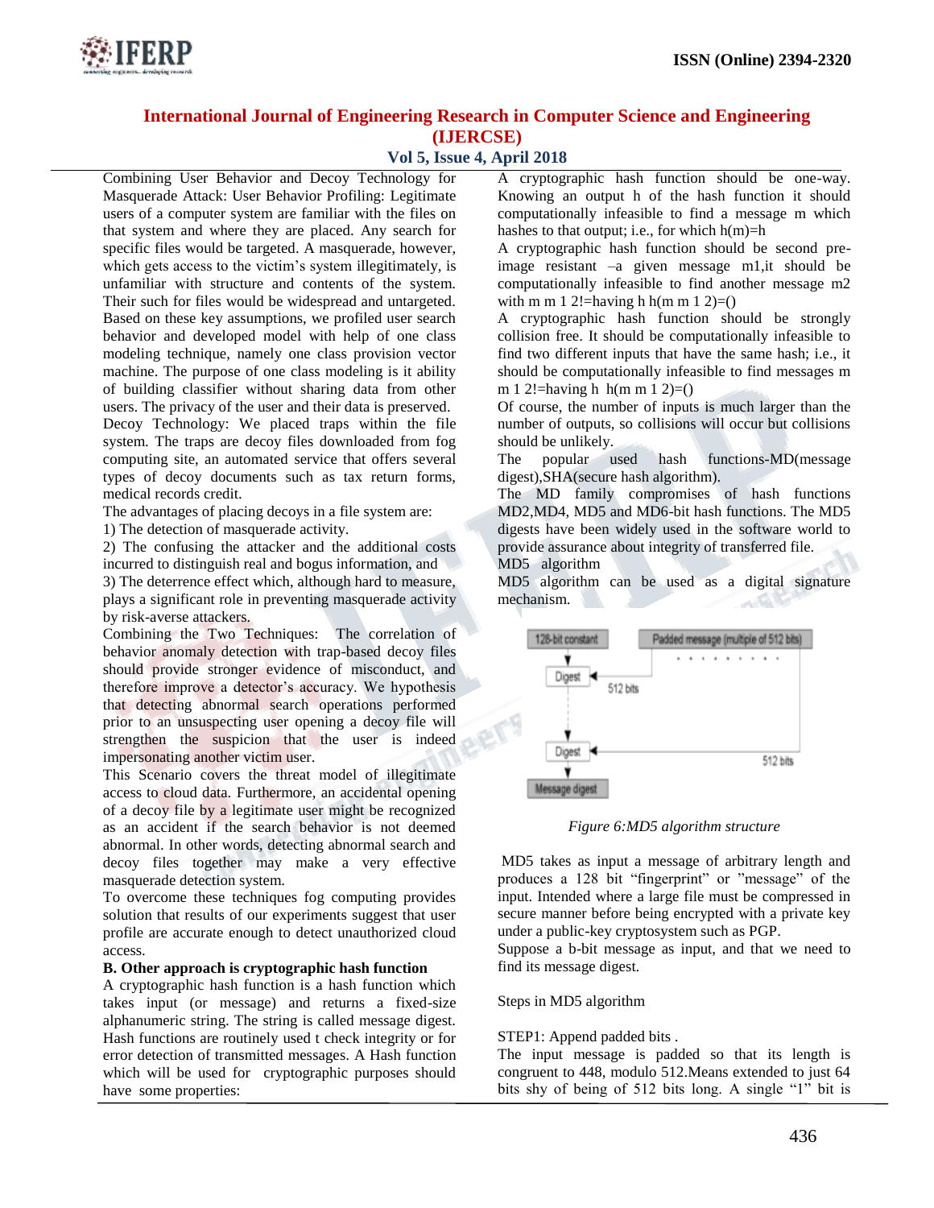Combining User Behavior and Decoy Technology for Masquerade Attack: User Behavior Profiling: Legitimate users of a computer system are familiar with the files on that system and where they are placed. Any search for specific files would be targeted. A masquerade, however, which gets access to the victim's system illegitimately, is unfamiliar with structure and contents of the system. Their such for files would be widespread and untargeted. Based on these key assumptions, we profiled user search behavior and developed model with help of one class modeling technique, namely one class provision vector machine. The purpose of one class modeling is it ability of building classifier without sharing data from other users. The privacy of the user and their data is preserved.

Decoy Technology: We placed traps within the file system. The traps are decoy files downloaded from fog computing site, an automated service that offers several types of decoy documents such as tax return forms, medical records credit.

The advantages of placing decoys in a file system are:

1) The detection of masquerade activity.

2) The confusing the attacker and the additional costs incurred to distinguish real and bogus information, and

3) The deterrence effect which, although hard to measure, plays a significant role in preventing masquerade activity by risk-averse attackers.

Combining the Two Techniques: The correlation of behavior anomaly detection with trap-based decoy files should provide stronger evidence of misconduct, and therefore improve a detector's accuracy. We hypothesis that detecting abnormal search operations performed prior to an unsuspecting user opening a decoy file will strengthen the suspicion that the user is indeed impersonating another victim user.

This Scenario covers the threat model of illegitimate access to cloud data. Furthermore, an accidental opening of a decoy file by a legitimate user might be recognized as an accident if the search behavior is not deemed abnormal. In other words, detecting abnormal search and decoy files together may make a very effective masquerade detection system.

To overcome these techniques fog computing provides solution that results of our experiments suggest that user profile are accurate enough to detect unauthorized cloud access.

**B. Other approach is cryptographic hash function**

A cryptographic hash function is a hash function which takes input (or message) and returns a fixed-size alphanumeric string. The string is called message digest. Hash functions are routinely used t check integrity or for error detection of transmitted messages. A Hash function which will be used for cryptographic purposes should have some properties:

A cryptographic hash function should be one-way. Knowing an output h of the hash function it should computationally infeasible to find a message m which hashes to that output; i.e., for which h(m)=h

A cryptographic hash function should be second pre-image resistant –a given message m1,it should be computationally infeasible to find another message m2 with m m 1 2!=having h h(m m 1 2)=()

A cryptographic hash function should be strongly collision free. It should be computationally infeasible to find two different inputs that have the same hash; i.e., it should be computationally infeasible to find messages m m 1 2!=having h h(m m 1 2)=()

Of course, the number of inputs is much larger than the number of outputs, so collisions will occur but collisions should be unlikely.

The popular used hash functions-MD(message digest),SHA(secure hash algorithm).

The MD family compromises of hash functions MD2,MD4, MD5 and MD6-bit hash functions. The MD5 digests have been widely used in the software world to provide assurance about integrity of transferred file.

MD5 algorithm

MD5 algorithm can be used as a digital signature mechanism.

*Figure 6:MD5 algorithm structure*

MD5 takes as input a message of arbitrary length and produces a 128 bit "fingerprint" or "message" of the input. Intended where a large file must be compressed in secure manner before being encrypted with a private key under a public-key cryptosystem such as PGP.

Suppose a b-bit message as input, and that we need to find its message digest.

Steps in MD5 algorithm

STEP1: Append padded bits .

The input message is padded so that its length is congruent to 448, modulo 512.Means extended to just 64 bits shy of being of 512 bits long. A single "1" bit is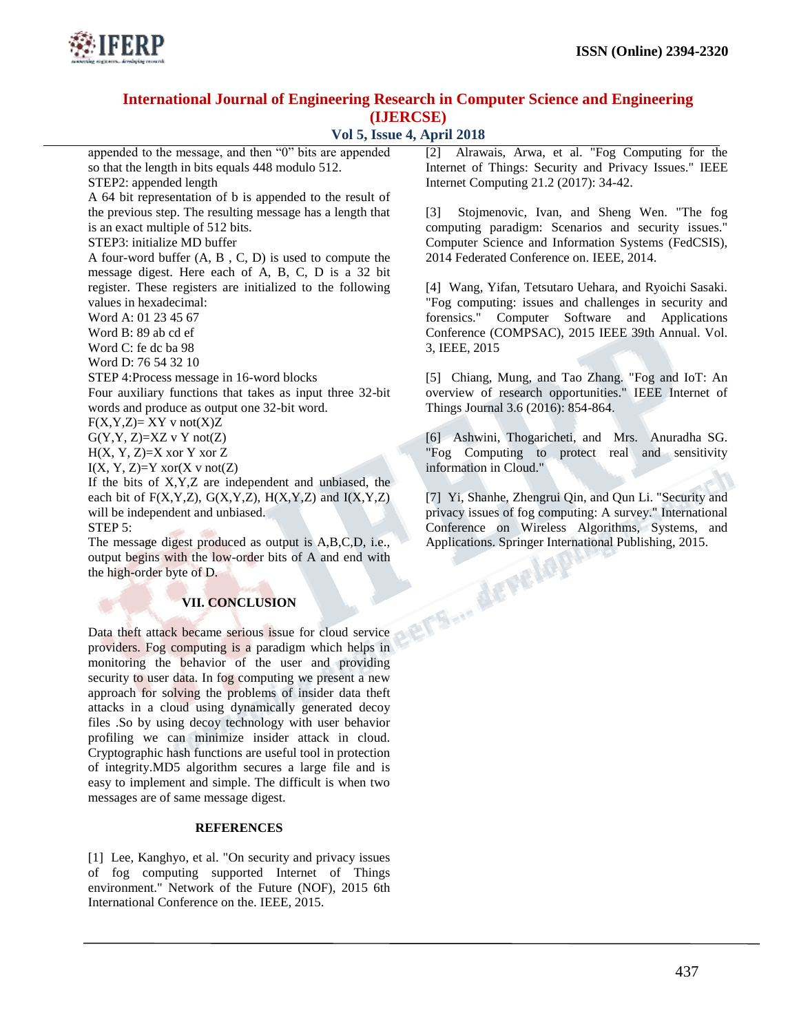appended to the message, and then "0" bits are appended so that the length in bits equals 448 modulo 512.

STEP2: appended length

A 64 bit representation of b is appended to the result of the previous step. The resulting message has a length that is an exact multiple of 512 bits.

STEP3: initialize MD buffer

A four-word buffer (A, B , C, D) is used to compute the message digest. Here each of A, B, C, D is a 32 bit register. These registers are initialized to the following values in hexadecimal:

Word A: 01 23 45 67

Word B: 89 ab cd ef

Word C: fe dc ba 98

Word D: 76 54 32 10

STEP 4:Process message in 16-word blocks

Four auxiliary functions that takes as input three 32-bit words and produce as output one 32-bit word.

F(X,Y,Z)= XY v not(X)Z

G(Y,Y, Z)=XZ v Y not(Z)

H(X, Y, Z)=X xor Y xor Z

I(X, Y, Z)=Y xor(X v not(Z)

If the bits of X,Y,Z are independent and unbiased, the each bit of F(X,Y,Z), G(X,Y,Z), H(X,Y,Z) and I(X,Y,Z) will be independent and unbiased.

STEP 5:

The message digest produced as output is A,B,C,D, i.e., output begins with the low-order bits of A and end with the high-order byte of D.

## VII. CONCLUSION

Data theft attack became serious issue for cloud service providers. Fog computing is a paradigm which helps in monitoring the behavior of the user and providing security to user data. In fog computing we present a new approach for solving the problems of insider data theft attacks in a cloud using dynamically generated decoy files .So by using decoy technology with user behavior profiling we can minimize insider attack in cloud. Cryptographic hash functions are useful tool in protection of integrity.MD5 algorithm secures a large file and is easy to implement and simple. The difficult is when two messages are of same message digest.

## REFERENCES

[1] Lee, Kanghyo, et al. "On security and privacy issues of fog computing supported Internet of Things environment." Network of the Future (NOF), 2015 6th International Conference on the. IEEE, 2015.

[2] Alrawais, Arwa, et al. "Fog Computing for the Internet of Things: Security and Privacy Issues." IEEE Internet Computing 21.2 (2017): 34-42.

[3] Stojmenovic, Ivan, and Sheng Wen. "The fog computing paradigm: Scenarios and security issues." Computer Science and Information Systems (FedCSIS), 2014 Federated Conference on. IEEE, 2014.

[4] Wang, Yifan, Tetsutaro Uehara, and Ryoichi Sasaki. "Fog computing: issues and challenges in security and forensics." Computer Software and Applications Conference (COMPSAC), 2015 IEEE 39th Annual. Vol. 3, IEEE, 2015

[5] Chiang, Mung, and Tao Zhang. "Fog and IoT: An overview of research opportunities." IEEE Internet of Things Journal 3.6 (2016): 854-864.

[6] Ashwini, Thogaricheti, and Mrs. Anuradha SG. "Fog Computing to protect real and sensitivity information in Cloud."

[7] Yi, Shanhe, Zhengrui Qin, and Qun Li. "Security and privacy issues of fog computing: A survey." International Conference on Wireless Algorithms, Systems, and Applications. Springer International Publishing, 2015.